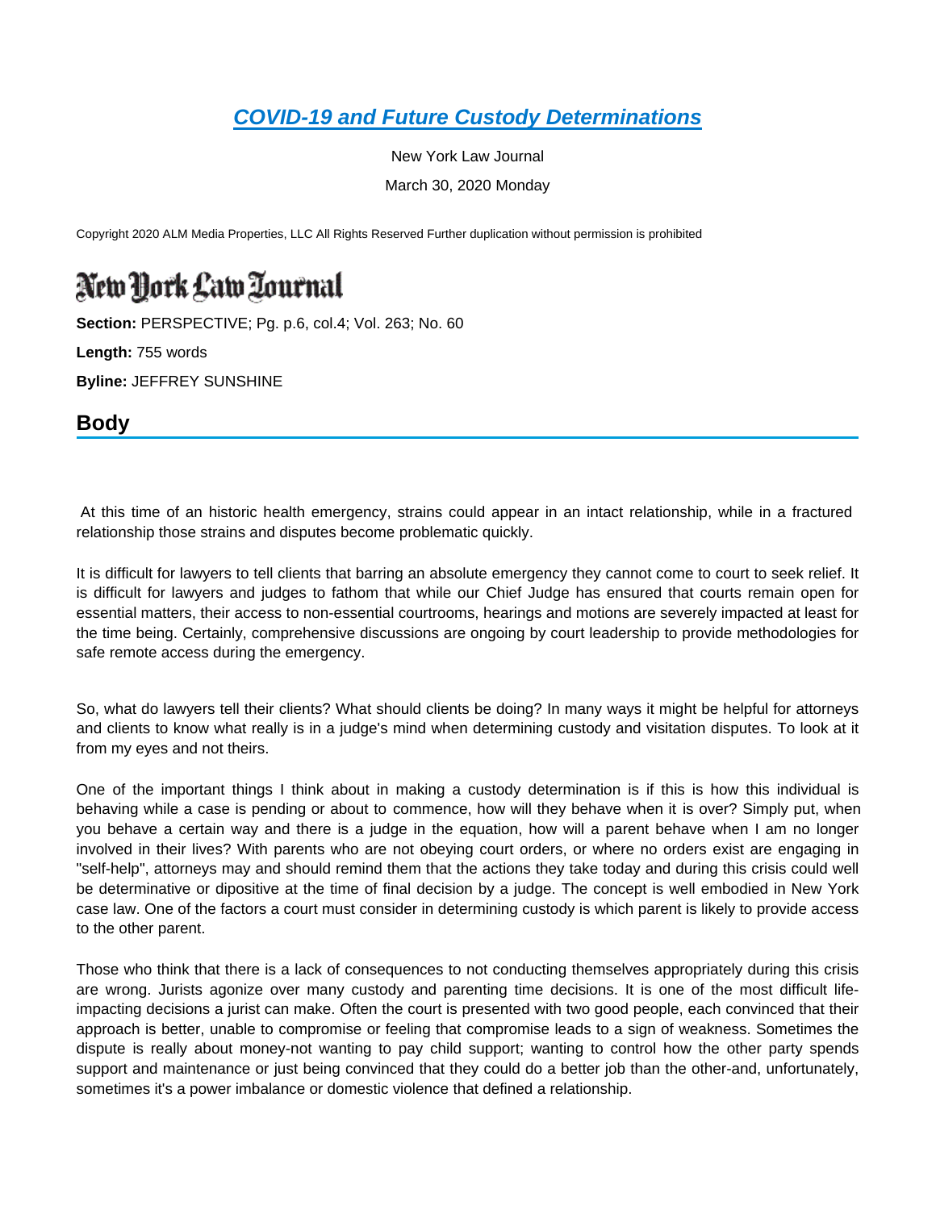# [COVID-19 and Future Custody Determinations]

New York Law Journal

March 30, 2020 Monday

Copyright 2020 ALM Media Properties, LLC All Rights Reserved Further duplication without permission is prohibited

New York Law Journal

**Section:** PERSPECTIVE; Pg. p.6, col.4; Vol. 263; No. 60

**Length:** 755 words

**Byline:** JEFFREY SUNSHINE

## Body

At this time of an historic health emergency, strains could appear in an intact relationship, while in a fractured relationship those strains and disputes become problematic quickly.

It is difficult for lawyers to tell clients that barring an absolute emergency they cannot come to court to seek relief. It is difficult for lawyers and judges to fathom that while our Chief Judge has ensured that courts remain open for essential matters, their access to non-essential courtrooms, hearings and motions are severely impacted at least for the time being. Certainly, comprehensive discussions are ongoing by court leadership to provide methodologies for safe remote access during the emergency.

So, what do lawyers tell their clients? What should clients be doing? In many ways it might be helpful for attorneys and clients to know what really is in a judge's mind when determining custody and visitation disputes. To look at it from my eyes and not theirs.

One of the important things I think about in making a custody determination is if this is how this individual is behaving while a case is pending or about to commence, how will they behave when it is over? Simply put, when you behave a certain way and there is a judge in the equation, how will a parent behave when I am no longer involved in their lives? With parents who are not obeying court orders, or where no orders exist are engaging in "self-help", attorneys may and should remind them that the actions they take today and during this crisis could well be determinative or dipositive at the time of final decision by a judge. The concept is well embodied in New York case law. One of the factors a court must consider in determining custody is which parent is likely to provide access to the other parent.

Those who think that there is a lack of consequences to not conducting themselves appropriately during this crisis are wrong. Jurists agonize over many custody and parenting time decisions. It is one of the most difficult life-impacting decisions a jurist can make. Often the court is presented with two good people, each convinced that their approach is better, unable to compromise or feeling that compromise leads to a sign of weakness. Sometimes the dispute is really about money-not wanting to pay child support; wanting to control how the other party spends support and maintenance or just being convinced that they could do a better job than the other-and, unfortunately, sometimes it's a power imbalance or domestic violence that defined a relationship.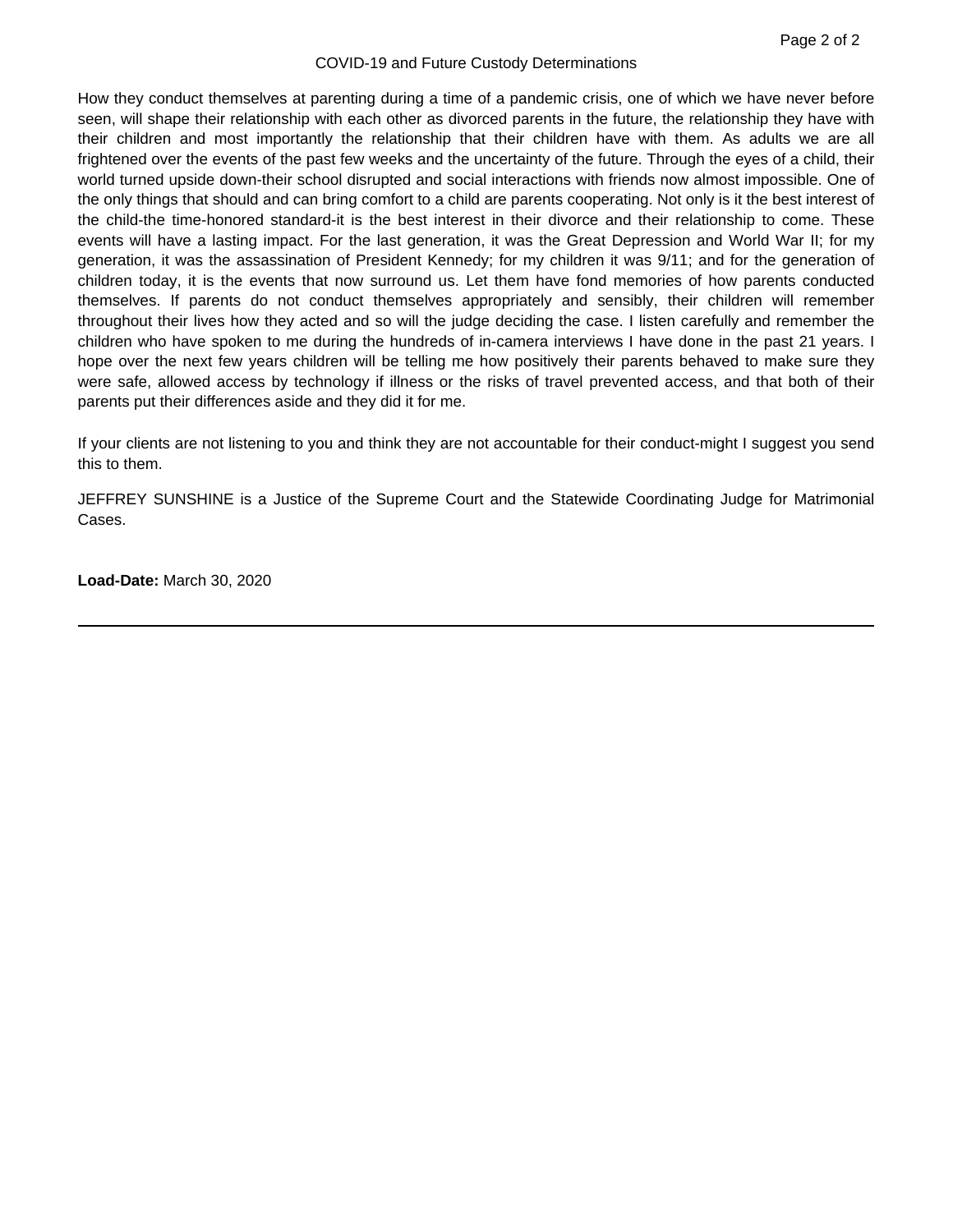How they conduct themselves at parenting during a time of a pandemic crisis, one of which we have never before seen, will shape their relationship with each other as divorced parents in the future, the relationship they have with their children and most importantly the relationship that their children have with them. As adults we are all frightened over the events of the past few weeks and the uncertainty of the future. Through the eyes of a child, their world turned upside down-their school disrupted and social interactions with friends now almost impossible. One of the only things that should and can bring comfort to a child are parents cooperating. Not only is it the best interest of the child-the time-honored standard-it is the best interest in their divorce and their relationship to come. These events will have a lasting impact. For the last generation, it was the Great Depression and World War II; for my generation, it was the assassination of President Kennedy; for my children it was 9/11; and for the generation of children today, it is the events that now surround us. Let them have fond memories of how parents conducted themselves. If parents do not conduct themselves appropriately and sensibly, their children will remember throughout their lives how they acted and so will the judge deciding the case. I listen carefully and remember the children who have spoken to me during the hundreds of in-camera interviews I have done in the past 21 years. I hope over the next few years children will be telling me how positively their parents behaved to make sure they were safe, allowed access by technology if illness or the risks of travel prevented access, and that both of their parents put their differences aside and they did it for me.

If your clients are not listening to you and think they are not accountable for their conduct-might I suggest you send this to them.

JEFFREY SUNSHINE is a Justice of the Supreme Court and the Statewide Coordinating Judge for Matrimonial Cases.

**Load-Date:** March 30, 2020